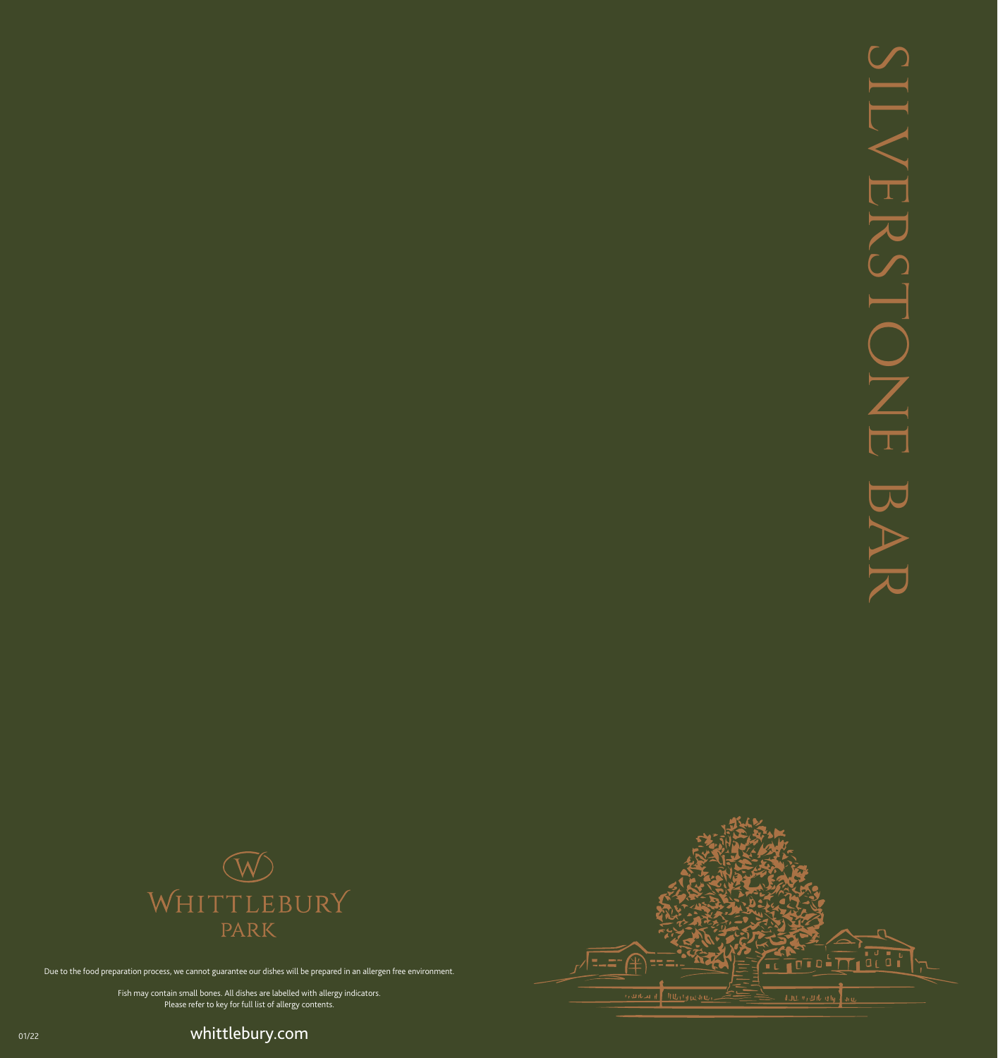# SILVERSTONE BAR

WHITTLEBURY PARK

Due to the food preparation process, we cannot guarantee our dishes will be prepared in an allergen free environment.

Fish may contain small bones. All dishes are labelled with allergy indicators.
Please refer to key for full list of allergy contents.

01/22

whittlebury.com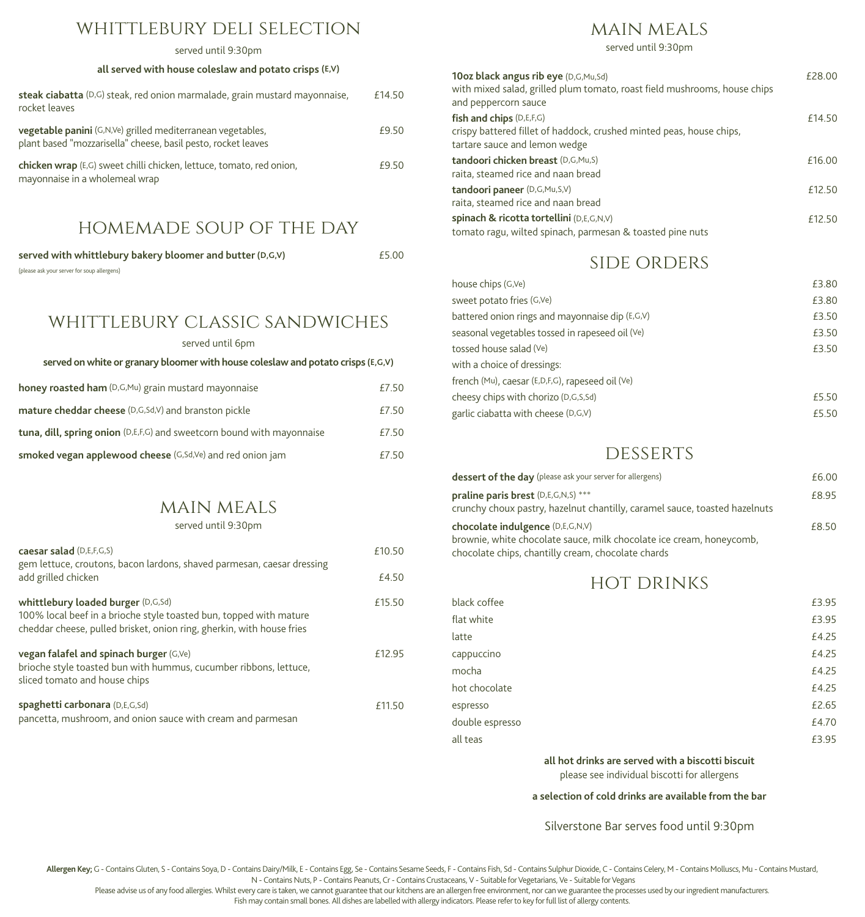## WHITTLEBURY DELI SELECTION

served until 9:30pm

**all served with house coleslaw and potato crisps (E,V)**

**steak ciabatta** (D,G) steak, red onion marmalade, grain mustard mayonnaise, rocket leaves — £14.50

**vegetable panini** (G,N,Ve) grilled mediterranean vegetables, plant based "mozzarisella" cheese, basil pesto, rocket leaves — £9.50

**chicken wrap** (E,G) sweet chilli chicken, lettuce, tomato, red onion, mayonnaise in a wholemeal wrap — £9.50

## HOMEMADE SOUP OF THE DAY

**served with whittlebury bakery bloomer and butter (D,G,V)** — £5.00

(please ask your server for soup allergens)

## WHITTLEBURY CLASSIC SANDWICHES

served until 6pm

**served on white or granary bloomer with house coleslaw and potato crisps (E,G,V)**

**honey roasted ham** (D,G,Mu) grain mustard mayonnaise — £7.50

**mature cheddar cheese** (D,G,Sd,V) and branston pickle — £7.50

**tuna, dill, spring onion** (D,E,F,G) and sweetcorn bound with mayonnaise — £7.50

**smoked vegan applewood cheese** (G,Sd,Ve) and red onion jam — £7.50

## MAIN MEALS

served until 9:30pm

**caesar salad** (D,E,F,G,S) — £10.50
gem lettuce, croutons, bacon lardons, shaved parmesan, caesar dressing
add grilled chicken — £4.50

**whittlebury loaded burger** (D,G,Sd) — £15.50
100% local beef in a brioche style toasted bun, topped with mature cheddar cheese, pulled brisket, onion ring, gherkin, with house fries

**vegan falafel and spinach burger** (G,Ve) — £12.95
brioche style toasted bun with hummus, cucumber ribbons, lettuce, sliced tomato and house chips

**spaghetti carbonara** (D,E,G,Sd) — £11.50
pancetta, mushroom, and onion sauce with cream and parmesan

## MAIN MEALS

served until 9:30pm

**10oz black angus rib eye** (D,G,Mu,Sd) — £28.00
with mixed salad, grilled plum tomato, roast field mushrooms, house chips and peppercorn sauce

**fish and chips** (D,E,F,G) — £14.50
crispy battered fillet of haddock, crushed minted peas, house chips, tartare sauce and lemon wedge

**tandoori chicken breast** (D,G,Mu,S) — £16.00
raita, steamed rice and naan bread

**tandoori paneer** (D,G,Mu,S,V) — £12.50
raita, steamed rice and naan bread

**spinach & ricotta tortellini** (D,E,G,N,V) — £12.50
tomato ragu, wilted spinach, parmesan & toasted pine nuts

## SIDE ORDERS

| | |
|---|---|
| house chips (G,Ve) | £3.80 |
| sweet potato fries (G,Ve) | £3.80 |
| battered onion rings and mayonnaise dip (E,G,V) | £3.50 |
| seasonal vegetables tossed in rapeseed oil (Ve) | £3.50 |
| tossed house salad (Ve) | £3.50 |
| with a choice of dressings: | |
| french (Mu), caesar (E,D,F,G), rapeseed oil (Ve) | |
| cheesy chips with chorizo (D,G,S,Sd) | £5.50 |
| garlic ciabatta with cheese (D,G,V) | £5.50 |

## DESSERTS

**dessert of the day** (please ask your server for allergens) — £6.00

**praline paris brest** (D,E,G,N,S) *** — £8.95
crunchy choux pastry, hazelnut chantilly, caramel sauce, toasted hazelnuts

**chocolate indulgence** (D,E,G,N,V) — £8.50
brownie, white chocolate sauce, milk chocolate ice cream, honeycomb, chocolate chips, chantilly cream, chocolate chards

## HOT DRINKS

| | |
|---|---|
| black coffee | £3.95 |
| flat white | £3.95 |
| latte | £4.25 |
| cappuccino | £4.25 |
| mocha | £4.25 |
| hot chocolate | £4.25 |
| espresso | £2.65 |
| double espresso | £4.70 |
| all teas | £3.95 |

**all hot drinks are served with a biscotti biscuit**
please see individual biscotti for allergens

**a selection of cold drinks are available from the bar**

Silverstone Bar serves food until 9:30pm

**Allergen Key;** G - Contains Gluten, S - Contains Soya, D - Contains Dairy/Milk, E - Contains Egg, Se - Contains Sesame Seeds, F - Contains Fish, Sd - Contains Sulphur Dioxide, C - Contains Celery, M - Contains Molluscs, Mu - Contains Mustard, N - Contains Nuts, P - Contains Peanuts, Cr - Contains Crustaceans, V - Suitable for Vegetarians, Ve - Suitable for Vegans

Please advise us of any food allergies. Whilst every care is taken, we cannot guarantee that our kitchens are an allergen free environment, nor can we guarantee the processes used by our ingredient manufacturers. Fish may contain small bones. All dishes are labelled with allergy indicators. Please refer to key for full list of allergy contents.